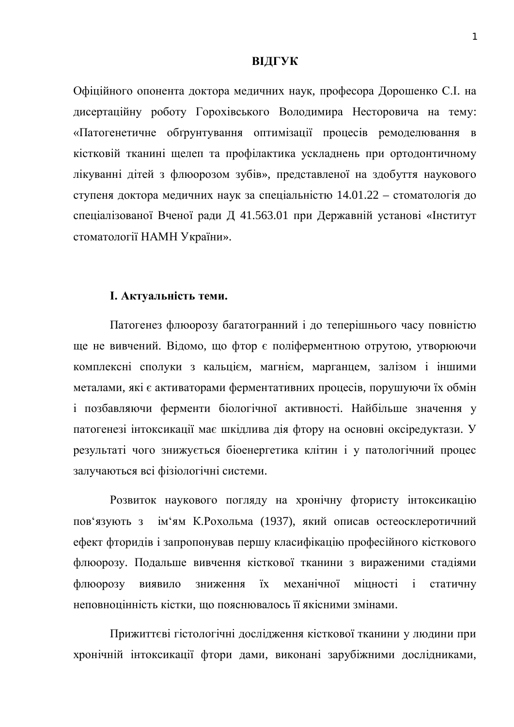# ВІДГУК

Офіційного опонента доктора медичних наук, професора Дорошенко С.І. на дисертаційну роботу Горохівського Володимира Несторовича на тему: «Патогенетичне обґрунтування оптимізації процесів ремоделювання в кістковій тканині щелеп та профілактика ускладнень при ортодонтичному лікуванні дітей з флюорозом зубів», представленої на здобуття наукового ступеня доктора медичних наук за спеціальністю 14.01.22 – стоматологія до спеціалізованої Вченої ради Д 41.563.01 при Державній установі «Інститут стоматології НАМН України».

## І. Актуальність теми.

Патогенез флюорозу багатогранний і до теперішнього часу повністю ще не вивчений. Відомо, що фтор є поліферментною отрутою, утворюючи комплексні сполуки з кальцієм, магнієм, марганцем, залізом і іншими металами, які є активаторами ферментативних процесів, порушуючи їх обмін і позбавляючи ферменти біологічної активності. Найбільше значення у патогенезі інтоксикації має шкідлива дія фтору на основні оксіредуктази. У результаті чого знижується біоенергетика клітин і у патологічний процес залучаються всі фізіологічні системи.

Розвиток наукового погляду на хронічну фтористу інтоксикацію пов'язують з ім'ям К.Рохольма (1937), який описав остеосклеротичний ефект фторидів і запропонував першу класифікацію професійного кісткового флюорозу. Подальше вивчення кісткової тканини з вираженими стадіями флюорозу виявило зниження їх механічної міцності і статичну неповноцінність кістки, що пояснювалось її якісними змінами.

Прижиттєві гістологічні дослідження кісткової тканини у людини при хронічній інтоксикації фтори дами, виконані зарубіжними дослідниками,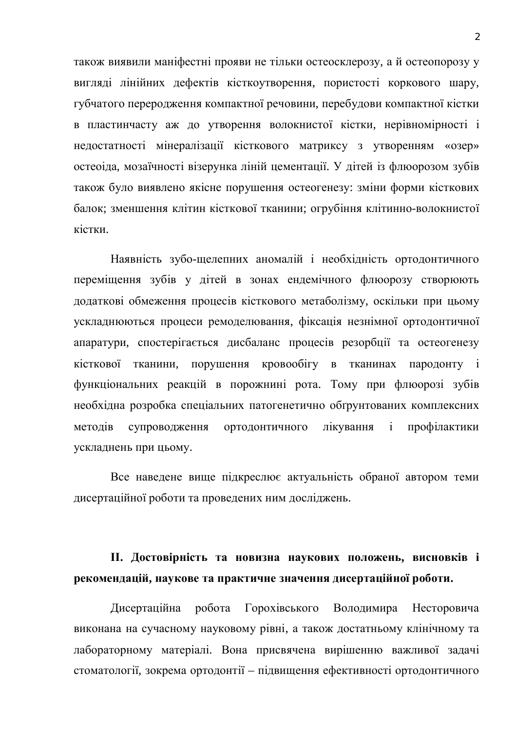також виявили маніфестні прояви не тільки остеосклерозу, а й остеопорозу у вигляді лінійних дефектів кісткоутворення, пористості коркового шару, губчатого переродження компактної речовини, перебудови компактної кістки в пластинчасту аж до утворення волокнистої кістки, нерівномірності і недостатності мінералізації кісткового матриксу з утворенням «озер» остеоіда, мозаїчності візерунка ліній цементації. У дітей із флюорозом зубів також було виявлено якісне порушення остеогенезу: зміни форми кісткових балок; зменшення клітин кісткової тканини; огрубіння клітинно-волокнистої кістки.

Наявність зубо-щелепних аномалій і необхідність ортодонтичного переміщення зубів у дітей в зонах ендемічного флюорозу створюють додаткові обмеження процесів кісткового метаболізму, оскільки при цьому ускладнюються процеси ремоделювання, фіксація незнімної ортодонтичної апаратури, спостерігається дисбаланс процесів резорбції та остеогенезу кісткової тканини, порушення кровообігу в тканинах пародонту і функціональних реакцій в порожнині рота. Тому при флюорозі зубів необхідна розробка спеціальних патогенетично обґрунтованих комплексних методів супроводження ортодонтичного лікування і профілактики ускладнень при цьому.

Все наведене вище підкреслює актуальність обраної автором теми дисертаційної роботи та проведених ним досліджень.

## II. Достовірність та новизна наукових положень, висновків і рекомендацій, наукове та практичне значення дисертаційної роботи.

Дисертаційна робота Горохівського Володимира Несторовича виконана на сучасному науковому рівні, а також достатньому клінічному та лабораторному матеріалі. Вона присвячена вирішенню важливої задачі стоматології, зокрема ортодонтії – підвищення ефективності ортодонтичного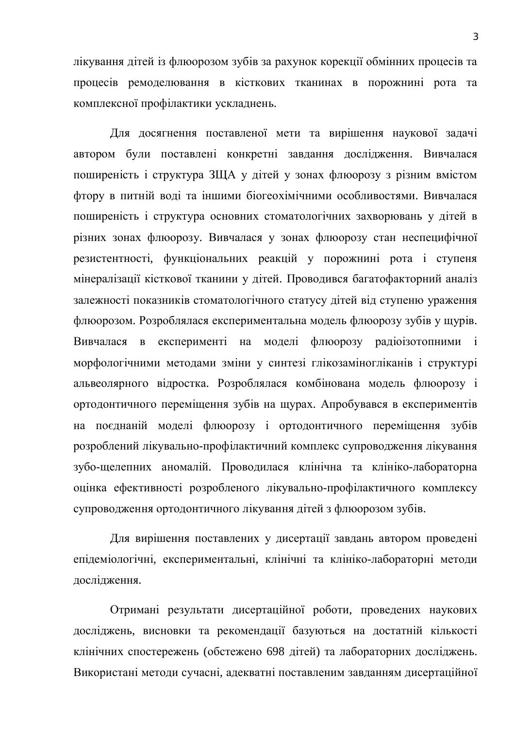лікування дітей із флюорозом зубів за рахунок корекції обмінних процесів та процесів ремоделювання в кісткових тканинах в порожнині рота та комплексної профілактики ускладнень.

Для досягнення поставленої мети та вирішення наукової задачі автором були поставлені конкретні завдання дослідження. Вивчалася поширеність і структура ЗЩА у дітей у зонах флюорозу з різним вмістом фтору в питній воді та іншими біогеохімічними особливостями. Вивчалася поширеність і структура основних стоматологічних захворювань у дітей в різних зонах флюорозу. Вивчалася у зонах флюорозу стан неспецифічної резистентності, функціональних реакцій у порожнині рота і ступеня мінералізації кісткової тканини у дітей. Проводився багатофакторний аналіз залежності показників стоматологічного статусу дітей від ступеню ураження флюорозом. Розроблялася експериментальна модель флюорозу зубів у щурів. Вивчалася в експерименті на моделі флюорозу радіоізотопними і морфологічними методами зміни у синтезі глікозаміногліканів і структурі альвеолярного відростка. Розроблялася комбінована модель флюорозу і ортодонтичного переміщення зубів на щурах. Апробувався в експериментів на поєднаній моделі флюорозу і ортодонтичного переміщення зубів розроблений лікувально-профілактичний комплекс супроводження лікування зубо-щелепних аномалій. Проводилася клінічна та клініко-лабораторна оцінка ефективності розробленого лікувально-профілактичного комплексу супроводження ортодонтичного лікування дітей з флюорозом зубів.

Для вирішення поставлених у дисертації завдань автором проведені епідеміологічні, експериментальні, клінічні та клініко-лабораторні методи дослідження.

Отримані результати дисертаційної роботи, проведених наукових досліджень, висновки та рекомендації базуються на достатній кількості клінічних спостережень (обстежено 698 дітей) та лабораторних досліджень. Використані методи сучасні, адекватні поставленим завданням дисертаційної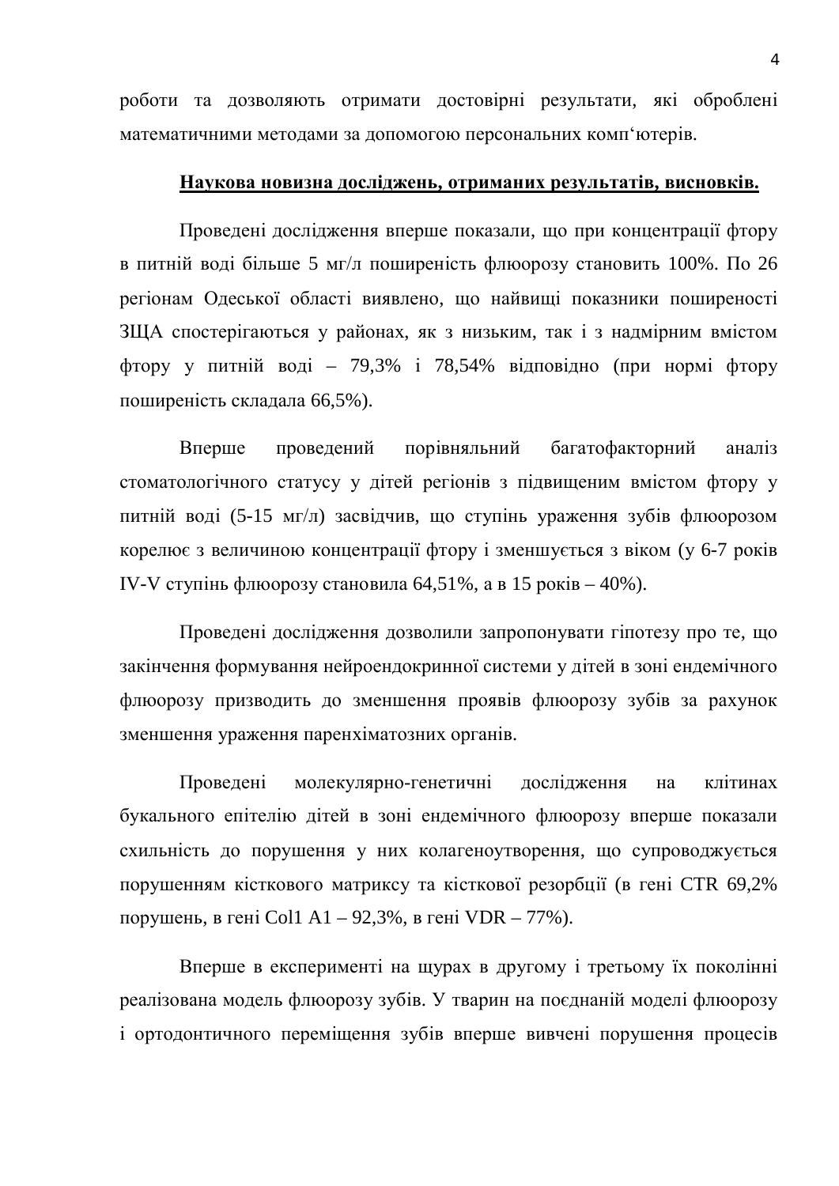роботи та дозволяють отримати достовірні результати, які оброблені математичними методами за допомогою персональних комп‘ютерів.

**Наукова новизна досліджень, отриманих результатів, висновків.**

Проведені дослідження вперше показали, що при концентрації фтору в питній воді більше 5 мг/л поширеність флюорозу становить 100%. По 26 регіонам Одеської області виявлено, що найвищі показники поширеності ЗЩА спостерігаються у районах, як з низьким, так і з надмірним вмістом фтору у питній воді – 79,3% і 78,54% відповідно (при нормі фтору поширеність складала 66,5%).

Вперше проведений порівняльний багатофакторний аналіз стоматологічного статусу у дітей регіонів з підвищеним вмістом фтору у питній воді (5-15 мг/л) засвідчив, що ступінь ураження зубів флюорозом корелює з величиною концентрації фтору і зменшується з віком (у 6-7 років IV-V ступінь флюорозу становила 64,51%, а в 15 років – 40%).

Проведені дослідження дозволили запропонувати гіпотезу про те, що закінчення формування нейроендокринної системи у дітей в зоні ендемічного флюорозу призводить до зменшення проявів флюорозу зубів за рахунок зменшення ураження паренхіматозних органів.

Проведені молекулярно-генетичні дослідження на клітинах букального епітелію дітей в зоні ендемічного флюорозу вперше показали схильність до порушення у них колагеноутворення, що супроводжується порушенням кісткового матриксу та кісткової резорбції (в гені CTR 69,2% порушень, в гені Col1 A1 – 92,3%, в гені VDR – 77%).

Вперше в експерименті на щурах в другому і третьому їх поколінні реалізована модель флюорозу зубів. У тварин на поєднаній моделі флюорозу і ортодонтичного переміщення зубів вперше вивчені порушення процесів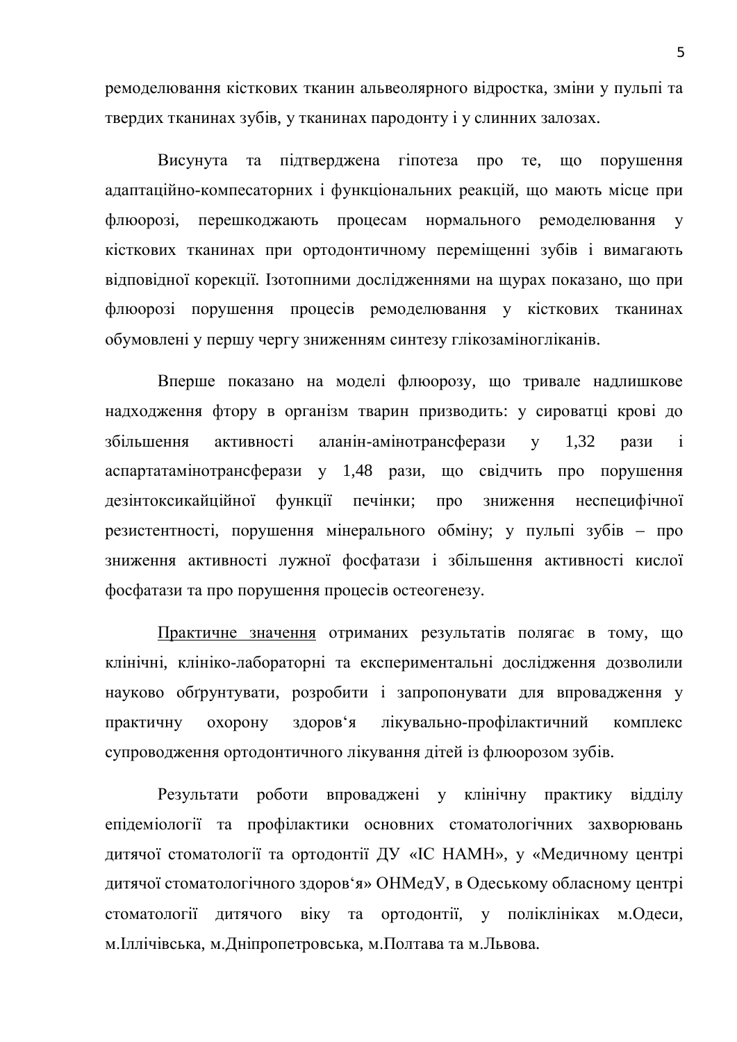ремоделювання кісткових тканин альвеолярного відростка, зміни у пульпі та твердих тканинах зубів, у тканинах пародонту і у слинних залозах.

Висунута та підтверджена гіпотеза про те, що порушення адаптаційно-компесаторних і функціональних реакцій, що мають місце при флюорозі, перешкоджають процесам нормального ремоделювання у кісткових тканинах при ортодонтичному переміщенні зубів і вимагають відповідної корекції. Ізотопними дослідженнями на щурах показано, що при флюорозі порушення процесів ремоделювання у кісткових тканинах обумовлені у першу чергу зниженням синтезу глікозаміногліканів.

Вперше показано на моделі флюорозу, що тривале надлишкове надходження фтору в організм тварин призводить: у сироватці крові до збільшення активності аланін-амінотрансферази у 1,32 рази і аспартатамінотрансферази у 1,48 рази, що свідчить про порушення дезінтоксикайційної функції печінки; про зниження неспецифічної резистентності, порушення мінерального обміну; у пульпі зубів – про зниження активності лужної фосфатази і збільшення активності кислої фосфатази та про порушення процесів остеогенезу.

<u>Практичне значення</u> отриманих результатів полягає в тому, що клінічні, клініко-лабораторні та експериментальні дослідження дозволили науково обґрунтувати, розробити і запропонувати для впровадження у практичну охорону здоров‘я лікувально-профілактичний комплекс супроводження ортодонтичного лікування дітей із флюорозом зубів.

Результати роботи впроваджені у клінічну практику відділу епідеміології та профілактики основних стоматологічних захворювань дитячої стоматології та ортодонтії ДУ «ІС НАМН», у «Медичному центрі дитячої стоматологічного здоров‘я» ОНМедУ, в Одеському обласному центрі стоматології дитячого віку та ортодонтії, у поліклініках м.Одеси, м.Іллічівська, м.Дніпропетровська, м.Полтава та м.Львова.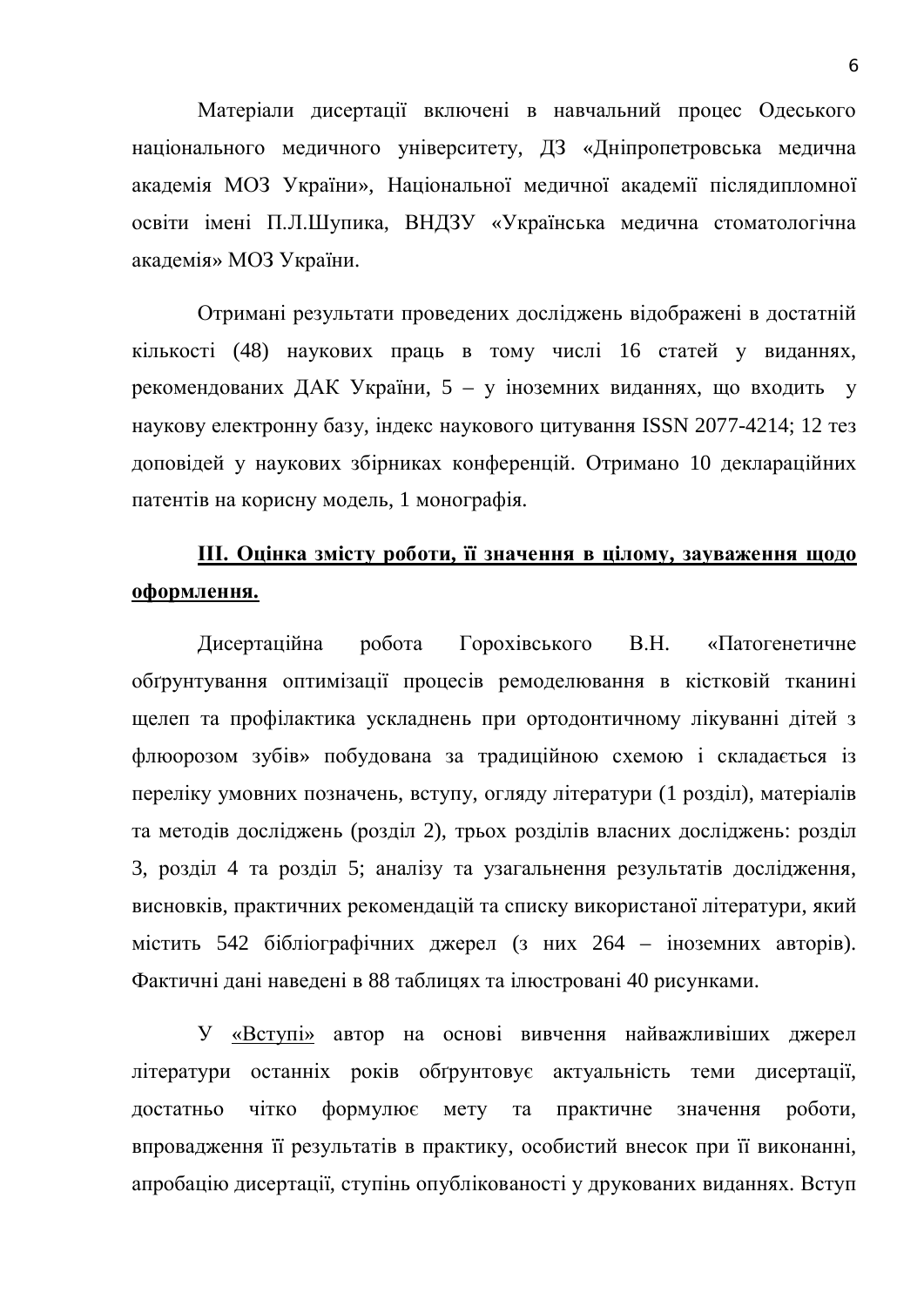Матеріали дисертації включені в навчальний процес Одеського національного медичного університету, ДЗ «Дніпропетровська медична академія МОЗ України», Національної медичної академії післядипломної освіти імені П.Л.Шупика, ВНДЗУ «Українська медична стоматологічна академія» МОЗ України.

Отримані результати проведених досліджень відображені в достатній кількості (48) наукових праць в тому числі 16 статей у виданнях, рекомендованих ДАК України, 5 – у іноземних виданнях, що входить у наукову електронну базу, індекс наукового цитування ISSN 2077-4214; 12 тез доповідей у наукових збірниках конференцій. Отримано 10 деклараційних патентів на корисну модель, 1 монографія.

## **III. Оцінка змісту роботи, її значення в цілому, зауваження щодо оформлення.**

Дисертаційна робота Горохівського В.Н. «Патогенетичне обґрунтування оптимізації процесів ремоделювання в кістковій тканині щелеп та профілактика ускладнень при ортодонтичному лікуванні дітей з флюорозом зубів» побудована за традиційною схемою і складається із переліку умовних позначень, вступу, огляду літератури (1 розділ), матеріалів та методів досліджень (розділ 2), трьох розділів власних досліджень: розділ 3, розділ 4 та розділ 5; аналізу та узагальнення результатів дослідження, висновків, практичних рекомендацій та списку використаної літератури, який містить 542 бібліографічних джерел (з них 264 – іноземних авторів). Фактичні дані наведені в 88 таблицях та ілюстровані 40 рисунками.

У «Вступі» автор на основі вивчення найважливіших джерел літератури останніх років обґрунтовує актуальність теми дисертації, достатньо чітко формулює мету та практичне значення роботи, впровадження її результатів в практику, особистий внесок при її виконанні, апробацію дисертації, ступінь опублікованості у друкованих виданнях. Вступ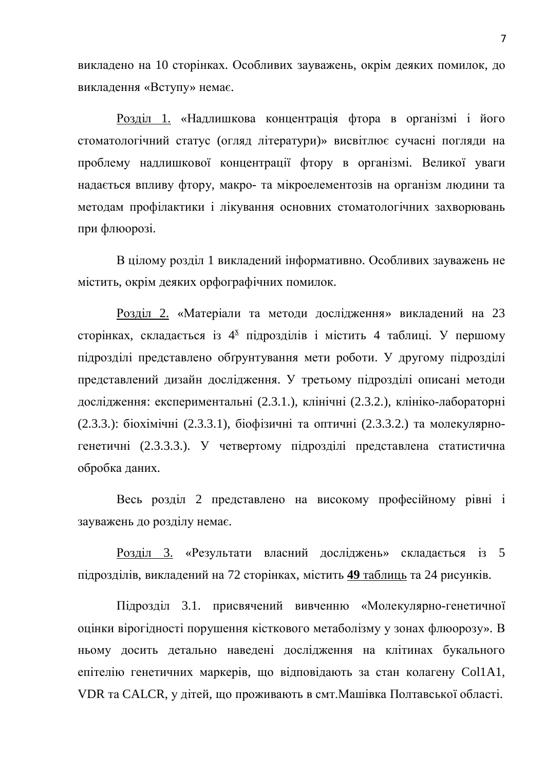викладено на 10 сторінках. Особливих зауважень, окрім деяких помилок, до викладення «Вступу» немає.

Розділ 1. «Надлишкова концентрація фтора в організмі і його стоматологічний статус (огляд літератури)» висвітлює сучасні погляди на проблему надлишкової концентрації фтору в організмі. Великої уваги надається впливу фтору, макро- та мікроелементозів на організм людини та методам профілактики і лікування основних стоматологічних захворювань при флюорозі.

В цілому розділ 1 викладений інформативно. Особливих зауважень не містить, окрім деяких орфографічних помилок.

Розділ 2. «Матеріали та методи дослідження» викладений на 23 сторінках, складається із $4^{x}$ підрозділів і містить 4 таблиці. У першому підрозділі представлено обґрунтування мети роботи. У другому підрозділі представлений дизайн дослідження. У третьому підрозділі описані методи дослідження: експериментальні (2.3.1.), клінічні (2.3.2.), клініко-лабораторні (2.3.3.): біохімічні (2.3.3.1), біофізичні та оптичні (2.3.3.2.) та молекулярно-генетичні (2.3.3.3.). У четвертому підрозділі представлена статистична обробка даних.

Весь розділ 2 представлено на високому професійному рівні і зауважень до розділу немає.

Розділ 3. «Результати власний досліджень» складається із 5 підрозділів, викладений на 72 сторінках, містить **49** таблиць та 24 рисунків.

Підрозділ 3.1. присвячений вивченню «Молекулярно-генетичної оцінки вірогідності порушення кісткового метаболізму у зонах флюорозу». В ньому досить детально наведені дослідження на клітинах букального епітелію генетичних маркерів, що відповідають за стан колагену Col1A1, VDR та CALCR, у дітей, що проживають в смт.Машівка Полтавської області.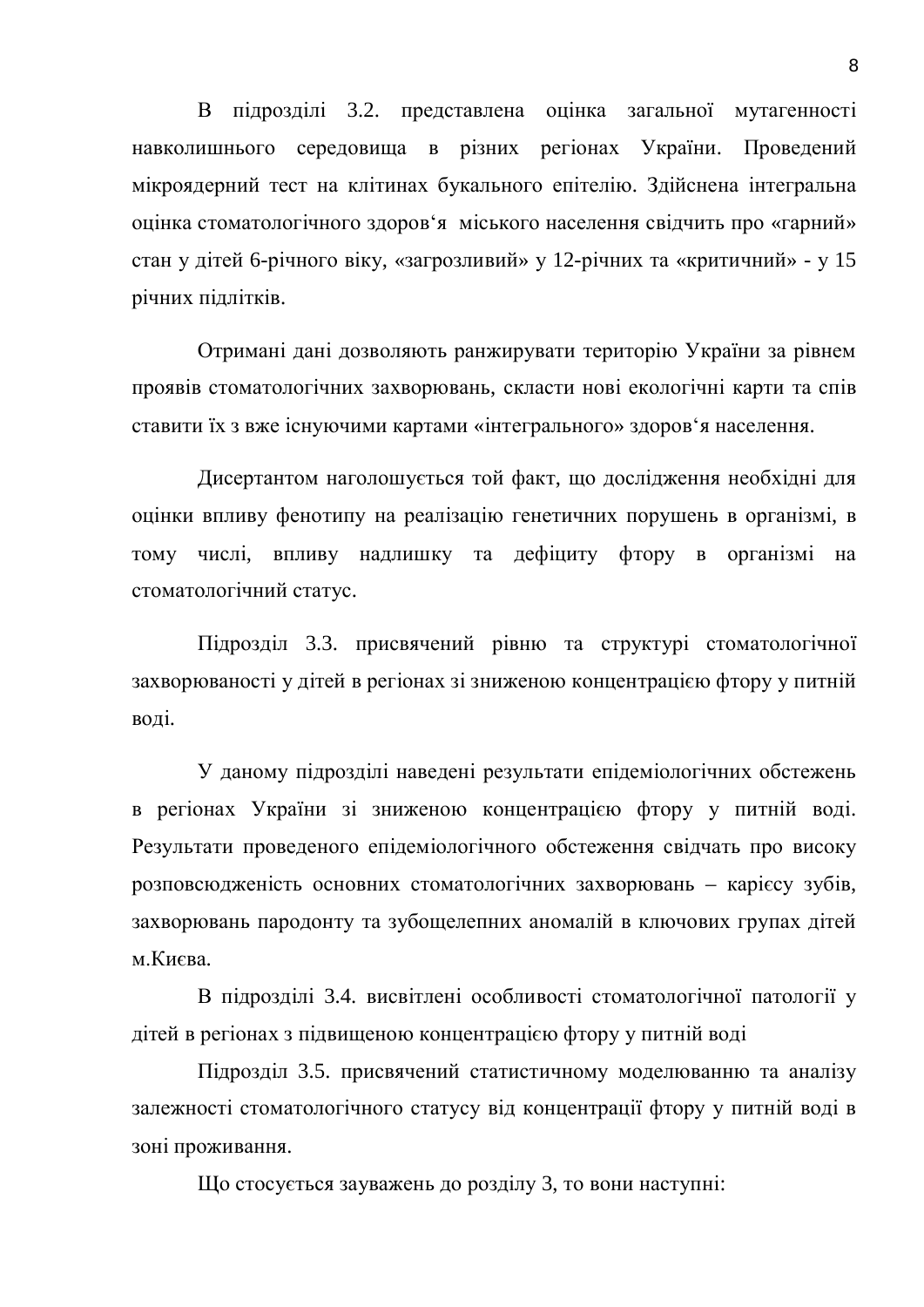В підрозділі 3.2. представлена оцінка загальної мутагенності навколишнього середовища в різних регіонах України. Проведений мікроядерний тест на клітинах букального епітелію. Здійснена інтегральна оцінка стоматологічного здоров‘я міського населення свідчить про «гарний» стан у дітей 6-річного віку, «загрозливий» у 12-річних та «критичний» - у 15 річних підлітків.

Отримані дані дозволяють ранжирувати територію України за рівнем проявів стоматологічних захворювань, скласти нові екологічні карти та спів ставити їх з вже існуючими картами «інтегрального» здоров‘я населення.

Дисертантом наголошується той факт, що дослідження необхідні для оцінки впливу фенотипу на реалізацію генетичних порушень в організмі, в тому числі, впливу надлишку та дефіциту фтору в організмі на стоматологічний статус.

Підрозділ 3.3. присвячений рівню та структурі стоматологічної захворюваності у дітей в регіонах зі зниженою концентрацією фтору у питній воді.

У даному підрозділі наведені результати епідеміологічних обстежень в регіонах України зі зниженою концентрацією фтору у питній воді. Результати проведеного епідеміологічного обстеження свідчать про високу розповсюдженість основних стоматологічних захворювань – карієсу зубів, захворювань пародонту та зубощелепних аномалій в ключових групах дітей м.Києва.

В підрозділі 3.4. висвітлені особливості стоматологічної патології у дітей в регіонах з підвищеною концентрацією фтору у питній воді

Підрозділ 3.5. присвячений статистичному моделюванню та аналізу залежності стоматологічного статусу від концентрації фтору у питній воді в зоні проживання.

Що стосується зауважень до розділу 3, то вони наступні: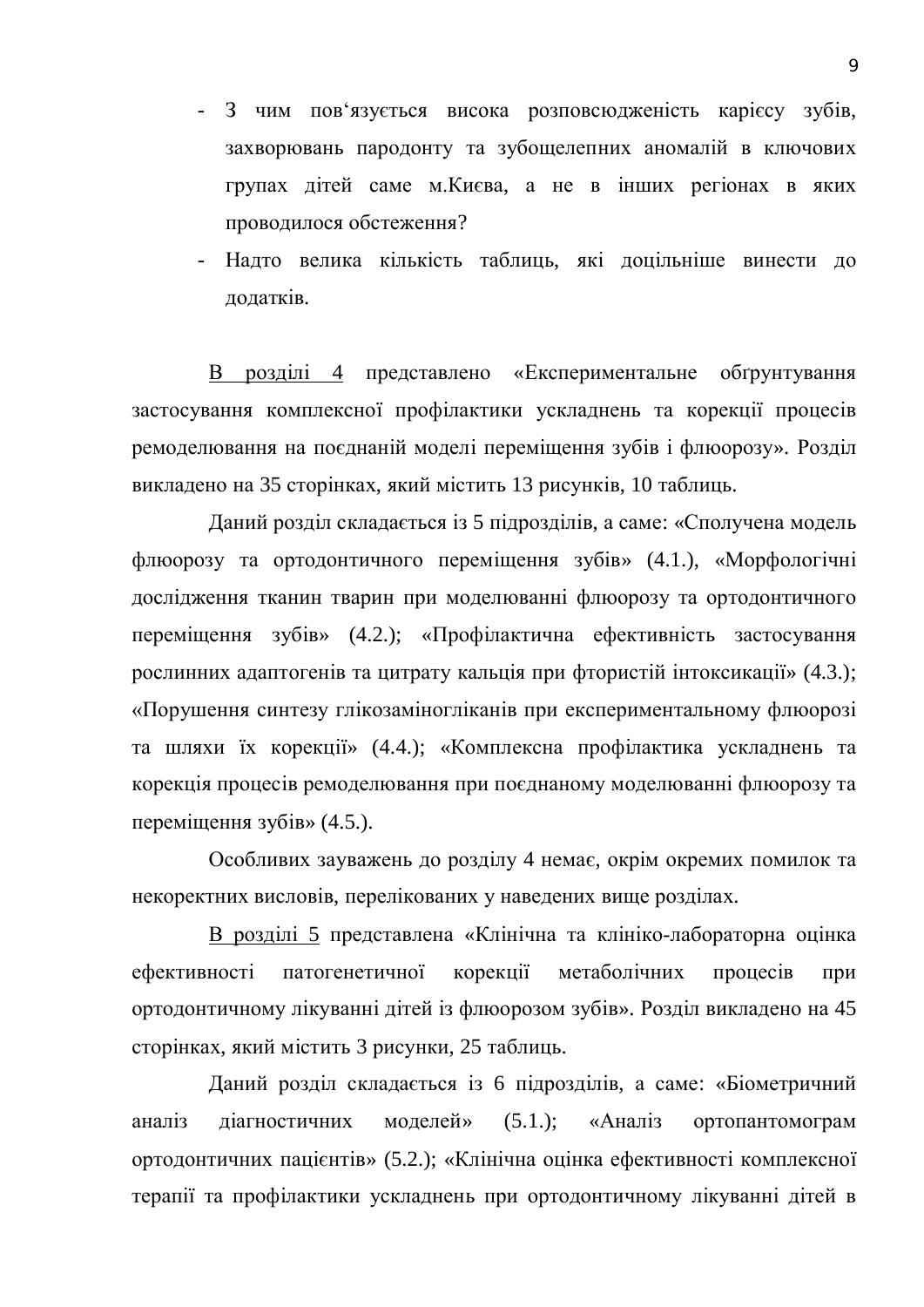- З чим пов‘язується висока розповсюдженість карієсу зубів, захворювань пародонту та зубощелепних аномалій в ключових групах дітей саме м.Києва, а не в інших регіонах в яких проводилося обстеження?
- Надто велика кількість таблиць, які доцільніше винести до додатків.

<u>В розділі 4</u> представлено «Експериментальне обґрунтування застосування комплексної профілактики ускладнень та корекції процесів ремоделювання на поєднаній моделі переміщення зубів і флюорозу». Розділ викладено на 35 сторінках, який містить 13 рисунків, 10 таблиць.

Даний розділ складається із 5 підрозділів, а саме: «Сполучена модель флюорозу та ортодонтичного переміщення зубів» (4.1.), «Морфологічні дослідження тканин тварин при моделюванні флюорозу та ортодонтичного переміщення зубів» (4.2.); «Профілактична ефективність застосування рослинних адаптогенів та цитрату кальція при фтористій інтоксикації» (4.3.); «Порушення синтезу глікозаміногліканів при експериментальному флюорозі та шляхи їх корекції» (4.4.); «Комплексна профілактика ускладнень та корекція процесів ремоделювання при поєднаному моделюванні флюорозу та переміщення зубів» (4.5.).

Особливих зауважень до розділу 4 немає, окрім окремих помилок та некоректних висловів, перелікованих у наведених вище розділах.

<u>В розділі 5</u> представлена «Клінічна та клініко-лабораторна оцінка ефективності патогенетичної корекції метаболічних процесів при ортодонтичному лікуванні дітей із флюорозом зубів». Розділ викладено на 45 сторінках, який містить 3 рисунки, 25 таблиць.

Даний розділ складається із 6 підрозділів, а саме: «Біометричний аналіз діагностичних моделей» (5.1.); «Аналіз ортопантомограм ортодонтичних пацієнтів» (5.2.); «Клінічна оцінка ефективності комплексної терапії та профілактики ускладнень при ортодонтичному лікуванні дітей в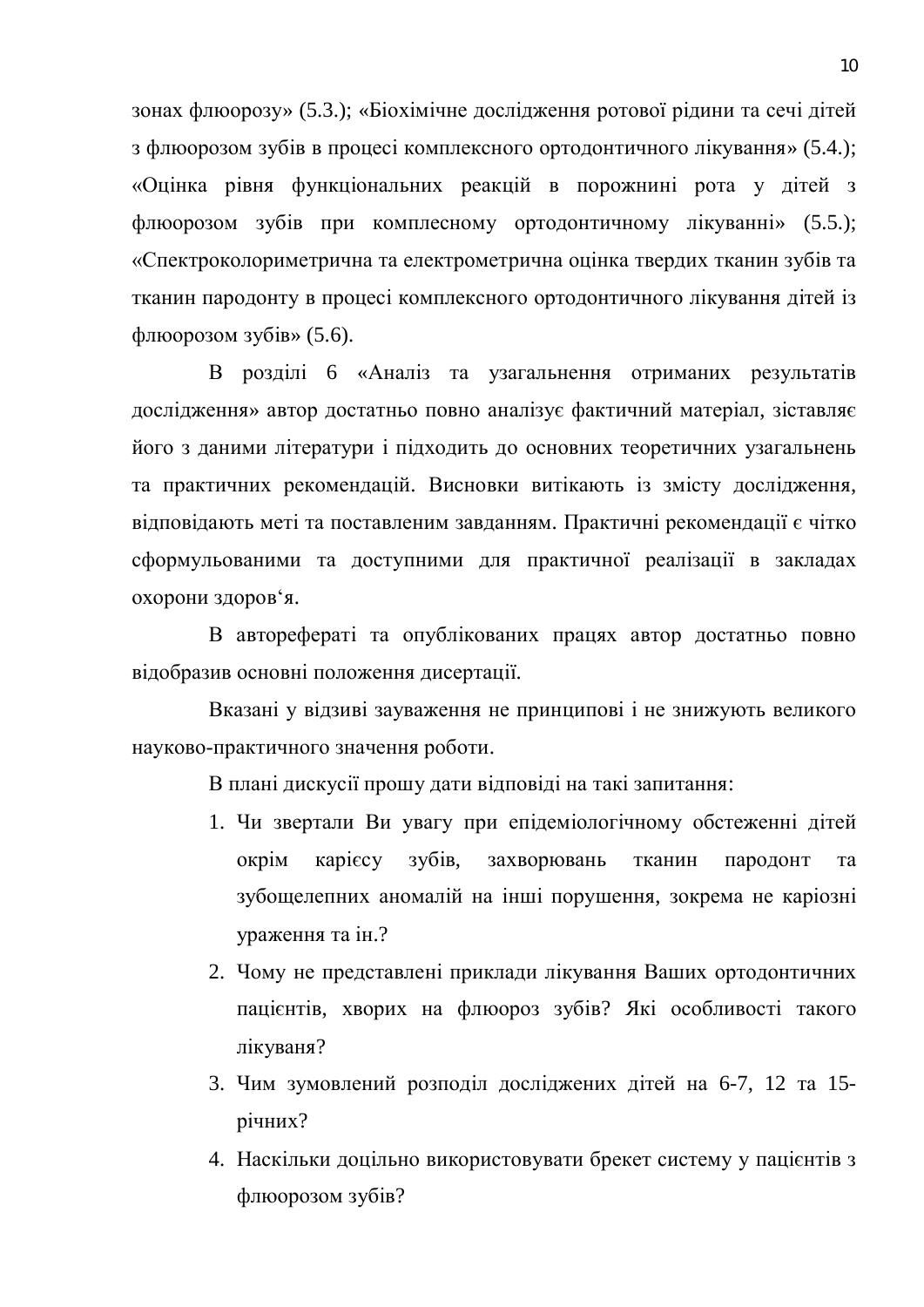зонах флюорозу» (5.3.); «Біохімічне дослідження ротової рідини та сечі дітей з флюорозом зубів в процесі комплексного ортодонтичного лікування» (5.4.); «Оцінка рівня функціональних реакцій в порожнині рота у дітей з флюорозом зубів при комплесному ортодонтичному лікуванні» (5.5.); «Спектроколориметрична та електрометрична оцінка твердих тканин зубів та тканин пародонту в процесі комплексного ортодонтичного лікування дітей із флюорозом зубів» (5.6).

В розділі 6 «Аналіз та узагальнення отриманих результатів дослідження» автор достатньо повно аналізує фактичний матеріал, зіставляє його з даними літератури і підходить до основних теоретичних узагальнень та практичних рекомендацій. Висновки витікають із змісту дослідження, відповідають меті та поставленим завданням. Практичні рекомендації є чітко сформульованими та доступними для практичної реалізації в закладах охорони здоров‘я.

В авторефераті та опублікованих працях автор достатньо повно відобразив основні положення дисертації.

Вказані у відзиві зауваження не принципові і не знижують великого науково-практичного значення роботи.

В плані дискусії прошу дати відповіді на такі запитання:

1. Чи звертали Ви увагу при епідеміологічному обстеженні дітей окрім карієсу зубів, захворювань тканин пародонт та зубощелепних аномалій на інші порушення, зокрема не каріозні ураження та ін.?
2. Чому не представлені приклади лікування Ваших ортодонтичних пацієнтів, хворих на флюороз зубів? Які особливості такого лікуваня?
3. Чим зумовлений розподіл досліджених дітей на 6-7, 12 та 15-річних?
4. Наскільки доцільно використовувати брекет систему у пацієнтів з флюорозом зубів?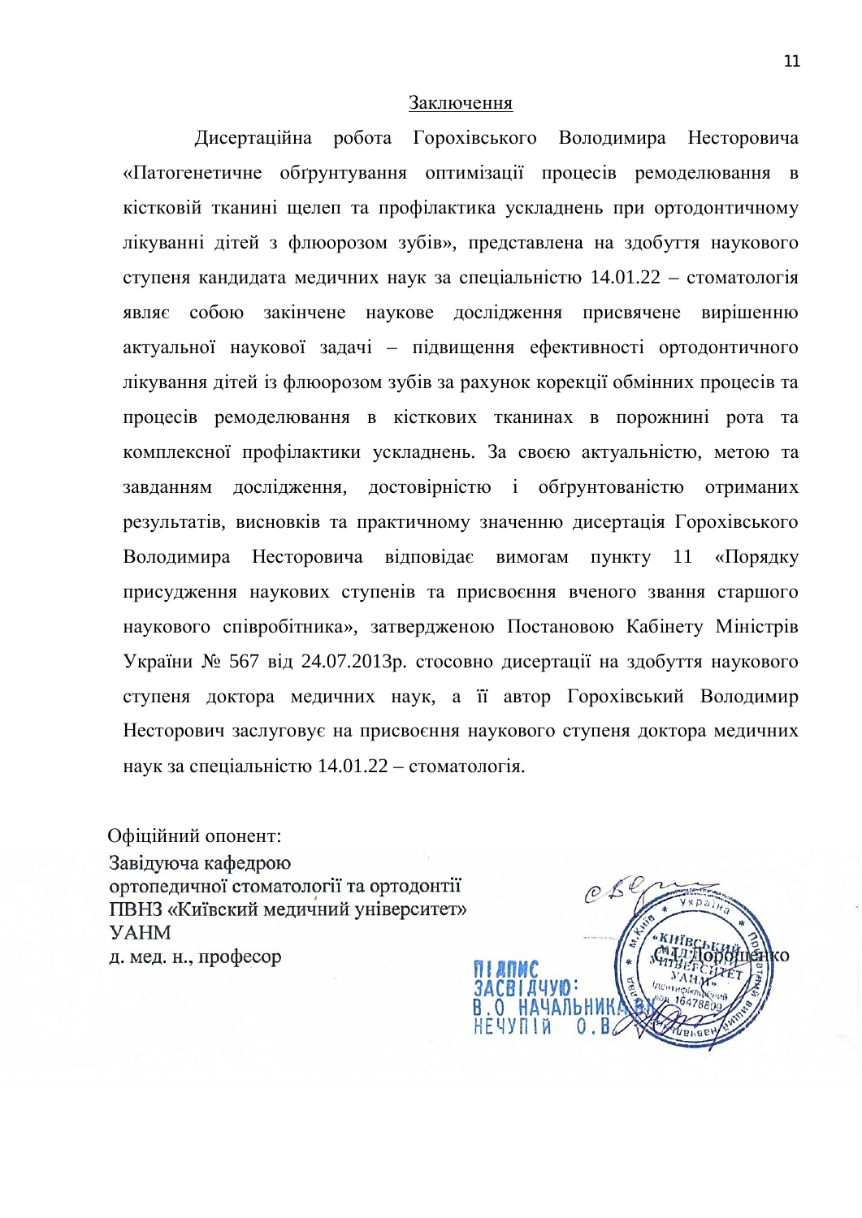Заключення

Дисертаційна робота Горохівського Володимира Несторовича «Патогенетичне обґрунтування оптимізації процесів ремоделювання в кістковій тканині щелеп та профілактика ускладнень при ортодонтичному лікуванні дітей з флюорозом зубів», представлена на здобуття наукового ступеня кандидата медичних наук за спеціальністю 14.01.22 – стоматологія являє собою закінчене наукове дослідження присвячене вирішенню актуальної наукової задачі – підвищення ефективності ортодонтичного лікування дітей із флюорозом зубів за рахунок корекції обмінних процесів та процесів ремоделювання в кісткових тканинах в порожнині рота та комплексної профілактики ускладнень. За своєю актуальністю, метою та завданням дослідження, достовірністю і обґрунтованістю отриманих результатів, висновків та практичному значенню дисертація Горохівського Володимира Несторовича відповідає вимогам пункту 11 «Порядку присудження наукових ступенів та присвоєння вченого звання старшого наукового співробітника», затвердженою Постановою Кабінету Міністрів України № 567 від 24.07.2013р. стосовно дисертації на здобуття наукового ступеня доктора медичних наук, а її автор Горохівський Володимир Несторович заслуговує на присвоєння наукового ступеня доктора медичних наук за спеціальністю 14.01.22 – стоматологія.

Офіційний опонент:
Завідуюча кафедрою
ортопедичної стоматології та ортодонтії
ПВНЗ «Київский медичний університет»
УАНМ
д. мед. н., професор С.І. Дорошенко

ПІДПИС ЗАСВІДЧУЮ:
В.О НАЧАЛЬНИКА ВК
НЕЧУПІЙ О.В